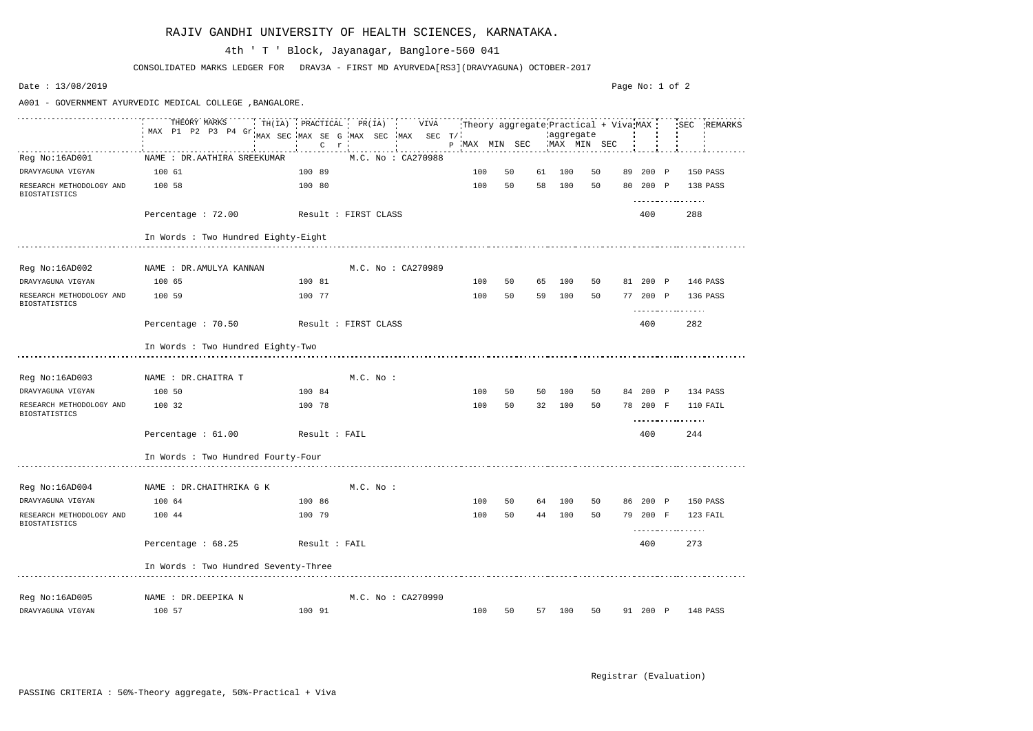# RAJIV GANDHI UNIVERSITY OF HEALTH SCIENCES, KARNATAKA.

4th ' T ' Block, Jayanagar, Banglore-560 041

CONSOLIDATED MARKS LEDGER FOR DRAV3A - FIRST MD AYURVEDA[RS3](DRAVYAGUNA) OCTOBER-2017

Date : 13/08/2019

A001 - GOVERNMENT AYURVEDIC MEDICAL COLLEGE ,BANGALORE.

| | THEORY MARKS MAX P1 P2 P3 P4 Gr | TH(IA) MAX SEC | PRACTICAL MAX SE C | G r | PR(IA) MAX SEC | VIVA MAX SEC | T/P | Theory aggregate MAX | MIN | SEC | Practical + Viva aggregate MAX | MIN | SEC | MAX | | SEC | REMARKS |
|---|---|---|---|---|---|---|---|---|---|---|---|---|---|---|---|---|---|
| Reg No:16AD001 | NAME : DR.AATHIRA SREEKUMAR | | | | M.C. No : CA270988 | | | | | | | | | | | | |
| DRAVYAGUNA VIGYAN | 100 61 | | 100 89 | | | | | 100 | 50 | 61 | 100 | 50 | 89 | 200 | P | 150 | PASS |
| RESEARCH METHODOLOGY AND BIOSTATISTICS | 100 58 | | 100 80 | | | | | 100 | 50 | 58 | 100 | 50 | 80 | 200 | P | 138 | PASS |
| | Percentage : 72.00 | | Result : FIRST CLASS | | | | | | | | | | | 400 | | 288 | |
| | In Words : Two Hundred Eighty-Eight | | | | | | | | | | | | | | | | |
| Reg No:16AD002 | NAME : DR.AMULYA KANNAN | | | | M.C. No : CA270989 | | | | | | | | | | | | |
| DRAVYAGUNA VIGYAN | 100 65 | | 100 81 | | | | | 100 | 50 | 65 | 100 | 50 | 81 | 200 | P | 146 | PASS |
| RESEARCH METHODOLOGY AND BIOSTATISTICS | 100 59 | | 100 77 | | | | | 100 | 50 | 59 | 100 | 50 | 77 | 200 | P | 136 | PASS |
| | Percentage : 70.50 | | Result : FIRST CLASS | | | | | | | | | | | 400 | | 282 | |
| | In Words : Two Hundred Eighty-Two | | | | | | | | | | | | | | | | |
| Reg No:16AD003 | NAME : DR.CHAITRA T | | | | M.C. No : | | | | | | | | | | | | |
| DRAVYAGUNA VIGYAN | 100 50 | | 100 84 | | | | | 100 | 50 | 50 | 100 | 50 | 84 | 200 | P | 134 | PASS |
| RESEARCH METHODOLOGY AND BIOSTATISTICS | 100 32 | | 100 78 | | | | | 100 | 50 | 32 | 100 | 50 | 78 | 200 | F | 110 | FAIL |
| | Percentage : 61.00 | | Result : FAIL | | | | | | | | | | | 400 | | 244 | |
| | In Words : Two Hundred Fourty-Four | | | | | | | | | | | | | | | | |
| Reg No:16AD004 | NAME : DR.CHAITHRIKA G K | | | | M.C. No : | | | | | | | | | | | | |
| DRAVYAGUNA VIGYAN | 100 64 | | 100 86 | | | | | 100 | 50 | 64 | 100 | 50 | 86 | 200 | P | 150 | PASS |
| RESEARCH METHODOLOGY AND BIOSTATISTICS | 100 44 | | 100 79 | | | | | 100 | 50 | 44 | 100 | 50 | 79 | 200 | F | 123 | FAIL |
| | Percentage : 68.25 | | Result : FAIL | | | | | | | | | | | 400 | | 273 | |
| | In Words : Two Hundred Seventy-Three | | | | | | | | | | | | | | | | |
| Reg No:16AD005 | NAME : DR.DEEPIKA N | | | | M.C. No : CA270990 | | | | | | | | | | | | |
| DRAVYAGUNA VIGYAN | 100 57 | | 100 91 | | | | | 100 | 50 | 57 | 100 | 50 | 91 | 200 | P | 148 | PASS |

Registrar (Evaluation)

PASSING CRITERIA : 50%-Theory aggregate, 50%-Practical + Viva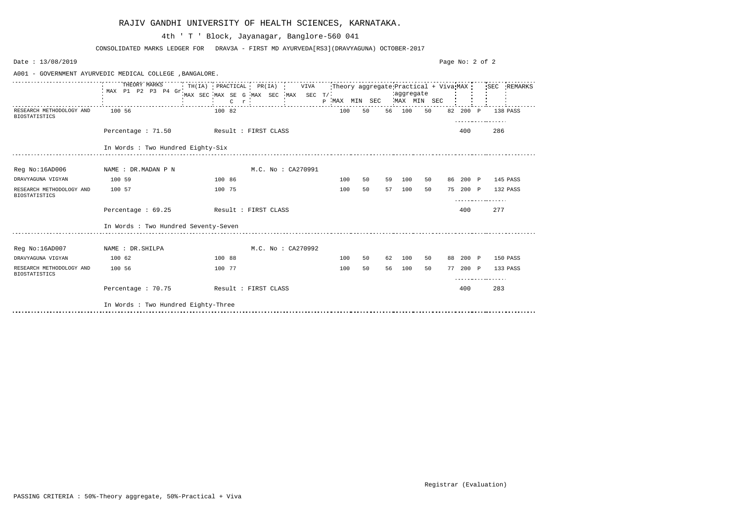RAJIV GANDHI UNIVERSITY OF HEALTH SCIENCES, KARNATAKA.

4th ' T ' Block, Jayanagar, Banglore-560 041

CONSOLIDATED MARKS LEDGER FOR DRAV3A - FIRST MD AYURVEDA[RS3](DRAVYAGUNA) OCTOBER-2017

Date : 13/08/2019

A001 - GOVERNMENT AYURVEDIC MEDICAL COLLEGE ,BANGALORE.

| | THEORY MARKS MAX P1 P2 P3 P4 Gr | TH(IA) MAX SEC | PRACTICAL MAX SE G C r | PR(IA) MAX SEC | VIVA MAX SEC T/P | Theory aggregate MAX | MIN | SEC | Practical + Viva aggregate MAX | MIN | SEC | MAX | | SEC | REMARKS |
|---|---|---|---|---|---|---|---|---|---|---|---|---|---|---|---|
| RESEARCH METHODOLOGY AND BIOSTATISTICS | 100 56 | | 100 82 | | | 100 | 50 | 56 | 100 | 50 | 82 | 200 | P | 138 | PASS |
| | Percentage : 71.50 | | Result : FIRST CLASS | | | | | | | | | 400 | | 286 | |
| | In Words : Two Hundred Eighty-Six | | | | | | | | | | | | | | |
| Reg No:16AD006 | NAME : DR.MADAN P N | | | M.C. No : CA270991 | | | | | | | | | | | |
| DRAVYAGUNA VIGYAN | 100 59 | | 100 86 | | | 100 | 50 | 59 | 100 | 50 | 86 | 200 | P | 145 | PASS |
| RESEARCH METHODOLOGY AND BIOSTATISTICS | 100 57 | | 100 75 | | | 100 | 50 | 57 | 100 | 50 | 75 | 200 | P | 132 | PASS |
| | Percentage : 69.25 | | Result : FIRST CLASS | | | | | | | | | 400 | | 277 | |
| | In Words : Two Hundred Seventy-Seven | | | | | | | | | | | | | | |
| Reg No:16AD007 | NAME : DR.SHILPA | | | M.C. No : CA270992 | | | | | | | | | | | |
| DRAVYAGUNA VIGYAN | 100 62 | | 100 88 | | | 100 | 50 | 62 | 100 | 50 | 88 | 200 | P | 150 | PASS |
| RESEARCH METHODOLOGY AND BIOSTATISTICS | 100 56 | | 100 77 | | | 100 | 50 | 56 | 100 | 50 | 77 | 200 | P | 133 | PASS |
| | Percentage : 70.75 | | Result : FIRST CLASS | | | | | | | | | 400 | | 283 | |
| | In Words : Two Hundred Eighty-Three | | | | | | | | | | | | | | |

Registrar (Evaluation)

PASSING CRITERIA : 50%-Theory aggregate, 50%-Practical + Viva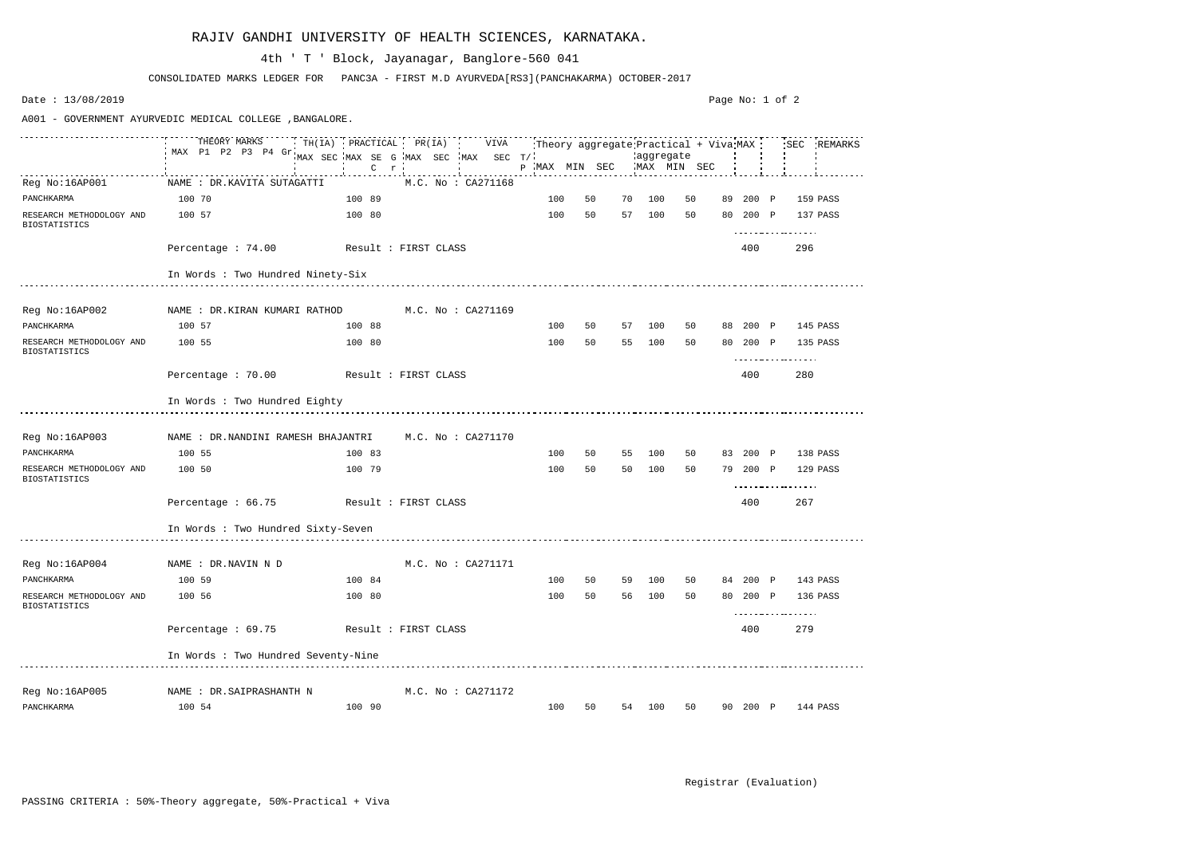# RAJIV GANDHI UNIVERSITY OF HEALTH SCIENCES, KARNATAKA.

4th ' T ' Block, Jayanagar, Banglore-560 041

CONSOLIDATED MARKS LEDGER FOR PANC3A - FIRST M.D AYURVEDA[RS3](PANCHAKARMA) OCTOBER-2017

Date : 13/08/2019

A001 - GOVERNMENT AYURVEDIC MEDICAL COLLEGE ,BANGALORE.

| | THEORY MARKS MAX P1 P2 P3 P4 Gr | TH(IA) MAX SEC | PRACTICAL MAX SE C | G r | PR(IA) MAX SEC | VIVA MAX SEC | T/P | Theory aggregate MAX | MIN | SEC | Practical + Viva aggregate MAX | MIN | SEC | MAX | | SEC | REMARKS |
|---|---|---|---|---|---|---|---|---|---|---|---|---|---|---|---|---|---|
| Reg No:16AP001 | NAME : DR.KAVITA SUTAGATTI | | | | M.C. No : CA271168 | | | | | | | | | | | | |
| PANCHKARMA | 100 70 | | 100 89 | | | | | 100 | 50 | 70 | 100 | 50 | 89 | 200 | P | 159 | PASS |
| RESEARCH METHODOLOGY AND BIOSTATISTICS | 100 57 | | 100 80 | | | | | 100 | 50 | 57 | 100 | 50 | 80 | 200 | P | 137 | PASS |
| | Percentage : 74.00 | | Result : FIRST CLASS | | | | | | | | | | | 400 | | 296 | |
| | In Words : Two Hundred Ninety-Six | | | | | | | | | | | | | | | | |
| Reg No:16AP002 | NAME : DR.KIRAN KUMARI RATHOD | | | | M.C. No : CA271169 | | | | | | | | | | | | |
| PANCHKARMA | 100 57 | | 100 88 | | | | | 100 | 50 | 57 | 100 | 50 | 88 | 200 | P | 145 | PASS |
| RESEARCH METHODOLOGY AND BIOSTATISTICS | 100 55 | | 100 80 | | | | | 100 | 50 | 55 | 100 | 50 | 80 | 200 | P | 135 | PASS |
| | Percentage : 70.00 | | Result : FIRST CLASS | | | | | | | | | | | 400 | | 280 | |
| | In Words : Two Hundred Eighty | | | | | | | | | | | | | | | | |
| Reg No:16AP003 | NAME : DR.NANDINI RAMESH BHAJANTRI | | | | M.C. No : CA271170 | | | | | | | | | | | | |
| PANCHKARMA | 100 55 | | 100 83 | | | | | 100 | 50 | 55 | 100 | 50 | 83 | 200 | P | 138 | PASS |
| RESEARCH METHODOLOGY AND BIOSTATISTICS | 100 50 | | 100 79 | | | | | 100 | 50 | 50 | 100 | 50 | 79 | 200 | P | 129 | PASS |
| | Percentage : 66.75 | | Result : FIRST CLASS | | | | | | | | | | | 400 | | 267 | |
| | In Words : Two Hundred Sixty-Seven | | | | | | | | | | | | | | | | |
| Reg No:16AP004 | NAME : DR.NAVIN N D | | | | M.C. No : CA271171 | | | | | | | | | | | | |
| PANCHKARMA | 100 59 | | 100 84 | | | | | 100 | 50 | 59 | 100 | 50 | 84 | 200 | P | 143 | PASS |
| RESEARCH METHODOLOGY AND BIOSTATISTICS | 100 56 | | 100 80 | | | | | 100 | 50 | 56 | 100 | 50 | 80 | 200 | P | 136 | PASS |
| | Percentage : 69.75 | | Result : FIRST CLASS | | | | | | | | | | | 400 | | 279 | |
| | In Words : Two Hundred Seventy-Nine | | | | | | | | | | | | | | | | |
| Reg No:16AP005 | NAME : DR.SAIPRASHANTH N | | | | M.C. No : CA271172 | | | | | | | | | | | | |
| PANCHKARMA | 100 54 | | 100 90 | | | | | 100 | 50 | 54 | 100 | 50 | 90 | 200 | P | 144 | PASS |

Registrar (Evaluation)

PASSING CRITERIA : 50%-Theory aggregate, 50%-Practical + Viva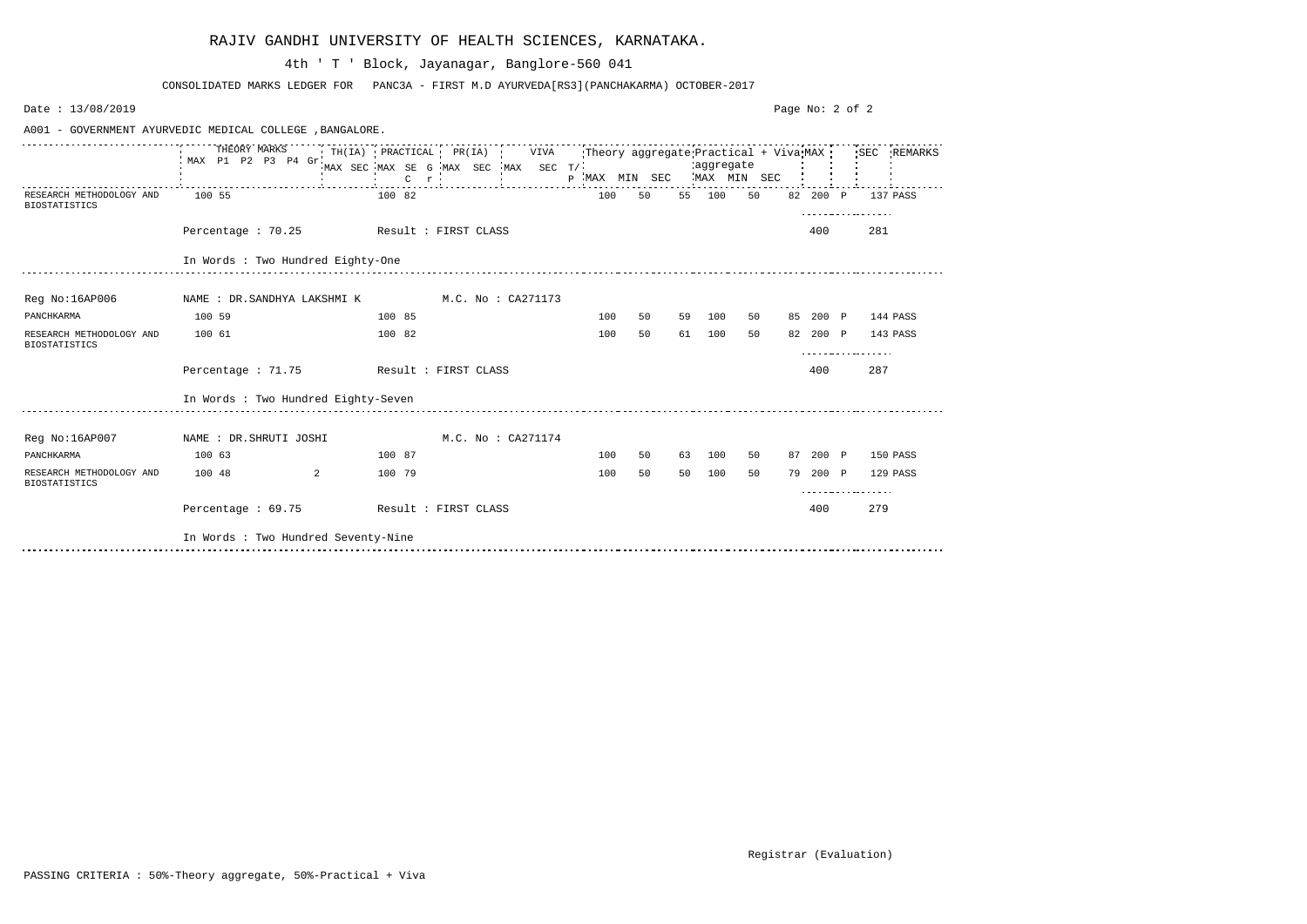# RAJIV GANDHI UNIVERSITY OF HEALTH SCIENCES, KARNATAKA.

4th ' T ' Block, Jayanagar, Banglore-560 041

CONSOLIDATED MARKS LEDGER FOR PANC3A - FIRST M.D AYURVEDA[RS3](PANCHAKARMA) OCTOBER-2017

Date : 13/08/2019

A001 - GOVERNMENT AYURVEDIC MEDICAL COLLEGE ,BANGALORE.

| | THEORY MARKS MAX | P1 | P2 | P3 | P4 | Gr | TH(IA) MAX | TH(IA) SEC | PRACTICAL MAX | PRACTICAL SE | G | C r | PR(IA) MAX | PR(IA) SEC | VIVA MAX | VIVA SEC | T/P | Theory aggregate MAX | Theory aggregate MIN | Theory aggregate SEC | Practical + Viva aggregate MAX | Practical + Viva aggregate MIN | Practical + Viva aggregate SEC | MAX | | SEC | REMARKS |
|---|---|---|---|---|---|---|---|---|---|---|---|---|---|---|---|---|---|---|---|---|---|---|---|---|---|---|---|
| RESEARCH METHODOLOGY AND BIOSTATISTICS | 100 | 55 | | | | | | | 100 | 82 | | | | | | | | 100 | 50 | 55 | 100 | 50 | 82 | 200 | P | 137 | PASS |
| Percentage : 70.25 | Result : FIRST CLASS | | | | | | | | | | | | | | | | | | | | | | | 400 | | 281 | |
| In Words : Two Hundred Eighty-One | | | | | | | | | | | | | | | | | | | | | | | | | | | |
| Reg No:16AP006 | NAME : DR.SANDHYA LAKSHMI K | | | | | | | | M.C. No : CA271173 | | | | | | | | | | | | | | | | | | |
| PANCHKARMA | 100 | 59 | | | | | | | 100 | 85 | | | | | | | | 100 | 50 | 59 | 100 | 50 | 85 | 200 | P | 144 | PASS |
| RESEARCH METHODOLOGY AND BIOSTATISTICS | 100 | 61 | | | | | | | 100 | 82 | | | | | | | | 100 | 50 | 61 | 100 | 50 | 82 | 200 | P | 143 | PASS |
| Percentage : 71.75 | Result : FIRST CLASS | | | | | | | | | | | | | | | | | | | | | | | 400 | | 287 | |
| In Words : Two Hundred Eighty-Seven | | | | | | | | | | | | | | | | | | | | | | | | | | | |
| Reg No:16AP007 | NAME : DR.SHRUTI JOSHI | | | | | | | | M.C. No : CA271174 | | | | | | | | | | | | | | | | | | |
| PANCHKARMA | 100 | 63 | | | | | | | 100 | 87 | | | | | | | | 100 | 50 | 63 | 100 | 50 | 87 | 200 | P | 150 | PASS |
| RESEARCH METHODOLOGY AND BIOSTATISTICS | 100 | 48 | | | | 2 | | | 100 | 79 | | | | | | | | 100 | 50 | 50 | 100 | 50 | 79 | 200 | P | 129 | PASS |
| Percentage : 69.75 | Result : FIRST CLASS | | | | | | | | | | | | | | | | | | | | | | | 400 | | 279 | |
| In Words : Two Hundred Seventy-Nine | | | | | | | | | | | | | | | | | | | | | | | | | | | |

Registrar (Evaluation)

PASSING CRITERIA : 50%-Theory aggregate, 50%-Practical + Viva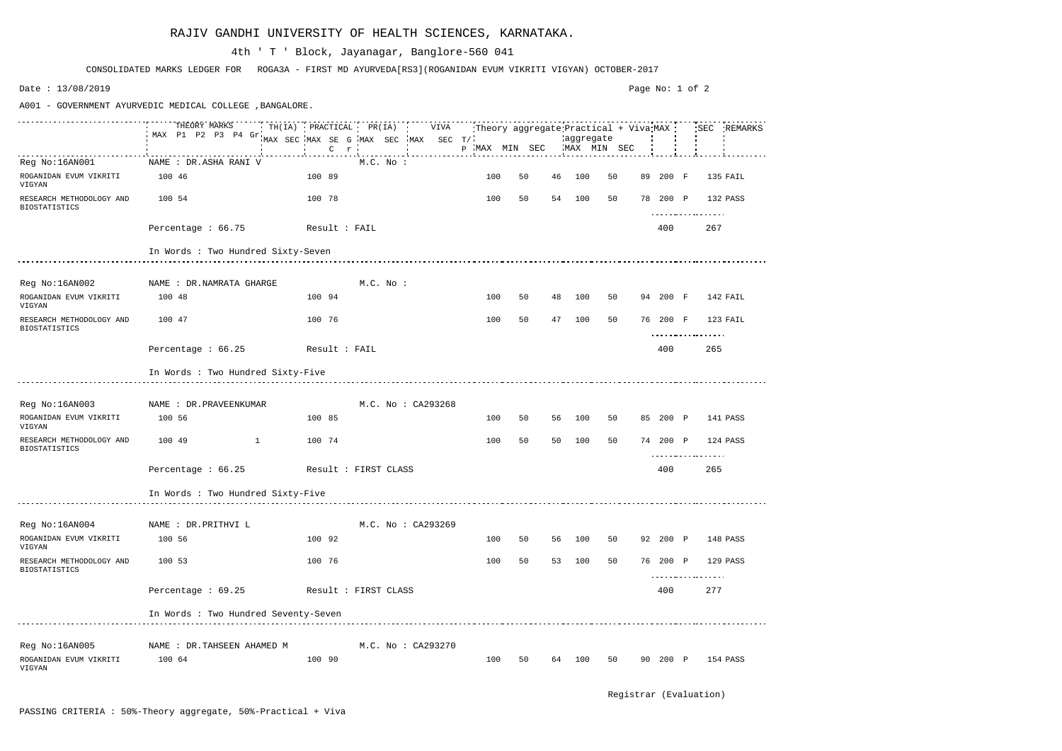# RAJIV GANDHI UNIVERSITY OF HEALTH SCIENCES, KARNATAKA.

4th ' T ' Block, Jayanagar, Banglore-560 041

CONSOLIDATED MARKS LEDGER FOR ROGA3A - FIRST MD AYURVEDA[RS3](ROGANIDAN EVUM VIKRITI VIGYAN) OCTOBER-2017

Date : 13/08/2019

A001 - GOVERNMENT AYURVEDIC MEDICAL COLLEGE ,BANGALORE.

| | THEORY MARKS MAX P1 P2 P3 P4 Gr | TH(IA) MAX SEC | PRACTICAL MAX SE G C r | PR(IA) MAX SEC | VIVA MAX SEC T/P | Theory aggregate MAX MIN SEC | | | Practical + Viva aggregate MAX MIN SEC | | | MAX | | SEC | REMARKS |
|---|---|---|---|---|---|---|---|---|---|---|---|---|---|---|---|
| Reg No:16AN001 | NAME : DR.ASHA RANI V | | | M.C. No : | | | | | | | | | | | |
| ROGANIDAN EVUM VIKRITI VIGYAN | 100 46 | | 100 89 | | | 100 | 50 | 46 | 100 | 50 | 89 | 200 | F | 135 | FAIL |
| RESEARCH METHODOLOGY AND BIOSTATISTICS | 100 54 | | 100 78 | | | 100 | 50 | 54 | 100 | 50 | 78 | 200 | P | 132 | PASS |
| | Percentage : 66.75 | | Result : FAIL | | | | | | | | | 400 | | 267 | |
| | In Words : Two Hundred Sixty-Seven | | | | | | | | | | | | | | |
| Reg No:16AN002 | NAME : DR.NAMRATA GHARGE | | | M.C. No : | | | | | | | | | | | |
| ROGANIDAN EVUM VIKRITI VIGYAN | 100 48 | | 100 94 | | | 100 | 50 | 48 | 100 | 50 | 94 | 200 | F | 142 | FAIL |
| RESEARCH METHODOLOGY AND BIOSTATISTICS | 100 47 | | 100 76 | | | 100 | 50 | 47 | 100 | 50 | 76 | 200 | F | 123 | FAIL |
| | Percentage : 66.25 | | Result : FAIL | | | | | | | | | 400 | | 265 | |
| | In Words : Two Hundred Sixty-Five | | | | | | | | | | | | | | |
| Reg No:16AN003 | NAME : DR.PRAVEENKUMAR | | | M.C. No : CA293268 | | | | | | | | | | | |
| ROGANIDAN EVUM VIKRITI VIGYAN | 100 56 | | 100 85 | | | 100 | 50 | 56 | 100 | 50 | 85 | 200 | P | 141 | PASS |
| RESEARCH METHODOLOGY AND BIOSTATISTICS | 100 49 1 | | 100 74 | | | 100 | 50 | 50 | 100 | 50 | 74 | 200 | P | 124 | PASS |
| | Percentage : 66.25 | | Result : FIRST CLASS | | | | | | | | | 400 | | 265 | |
| | In Words : Two Hundred Sixty-Five | | | | | | | | | | | | | | |
| Reg No:16AN004 | NAME : DR.PRITHVI L | | | M.C. No : CA293269 | | | | | | | | | | | |
| ROGANIDAN EVUM VIKRITI VIGYAN | 100 56 | | 100 92 | | | 100 | 50 | 56 | 100 | 50 | 92 | 200 | P | 148 | PASS |
| RESEARCH METHODOLOGY AND BIOSTATISTICS | 100 53 | | 100 76 | | | 100 | 50 | 53 | 100 | 50 | 76 | 200 | P | 129 | PASS |
| | Percentage : 69.25 | | Result : FIRST CLASS | | | | | | | | | 400 | | 277 | |
| | In Words : Two Hundred Seventy-Seven | | | | | | | | | | | | | | |
| Reg No:16AN005 | NAME : DR.TAHSEEN AHAMED M | | | M.C. No : CA293270 | | | | | | | | | | | |
| ROGANIDAN EVUM VIKRITI VIGYAN | 100 64 | | 100 90 | | | 100 | 50 | 64 | 100 | 50 | 90 | 200 | P | 154 | PASS |

Registrar (Evaluation)

PASSING CRITERIA : 50%-Theory aggregate, 50%-Practical + Viva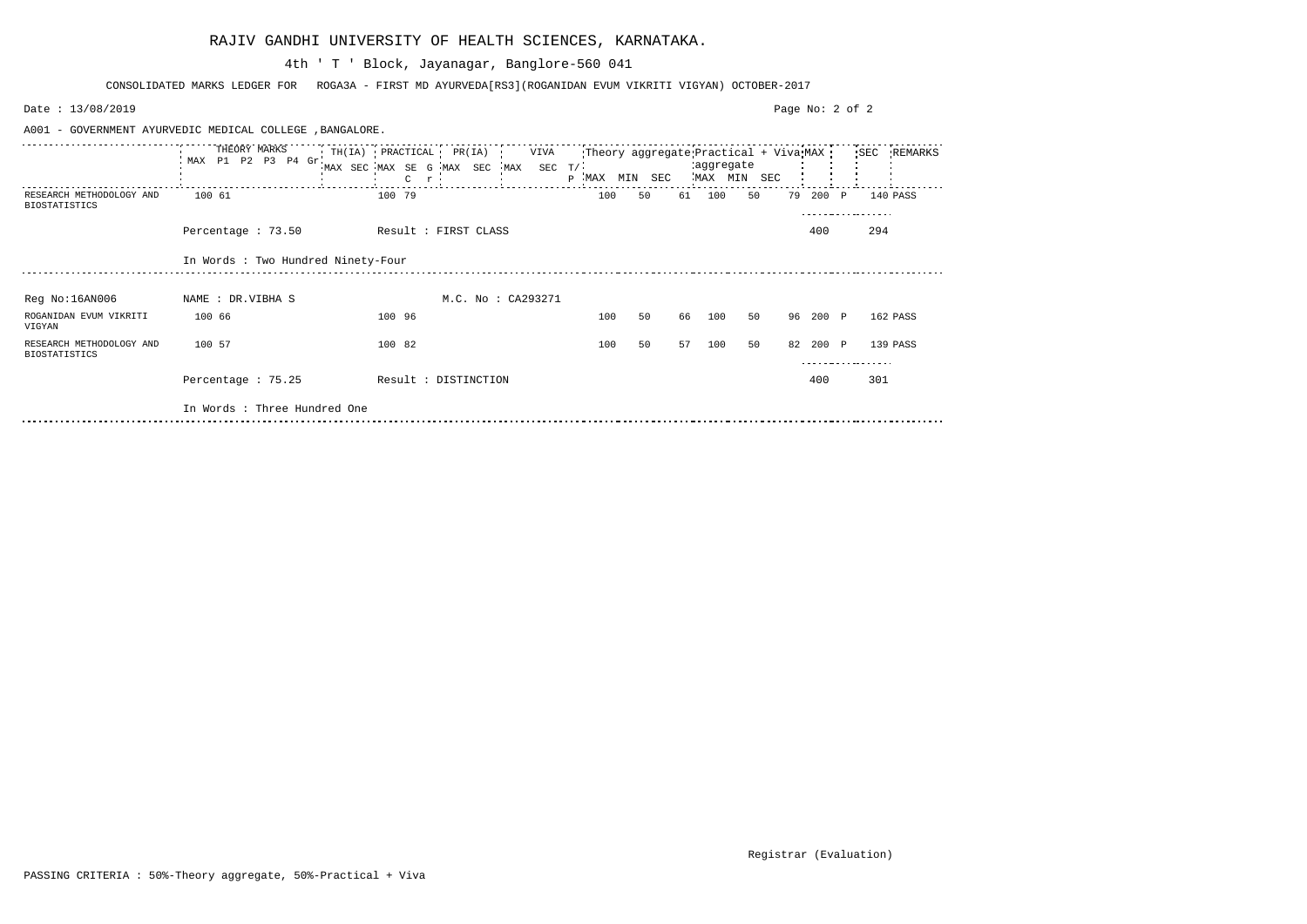# RAJIV GANDHI UNIVERSITY OF HEALTH SCIENCES, KARNATAKA.

4th ' T ' Block, Jayanagar, Banglore-560 041

CONSOLIDATED MARKS LEDGER FOR ROGA3A - FIRST MD AYURVEDA[RS3](ROGANIDAN EVUM VIKRITI VIGYAN) OCTOBER-2017

Date : 13/08/2019

A001 - GOVERNMENT AYURVEDIC MEDICAL COLLEGE ,BANGALORE.

| | THEORY MARKS MAX P1 P2 P3 P4 Gr | TH(IA) MAX SEC | PRACTICAL MAX SE G C r | PR(IA) MAX SEC | VIVA MAX SEC T/P | Theory aggregate MAX | MIN | SEC | Practical + Viva aggregate MAX | MIN | SEC | MAX | | SEC | REMARKS |
|---|---|---|---|---|---|---|---|---|---|---|---|---|---|---|---|
| RESEARCH METHODOLOGY AND BIOSTATISTICS | 100 61 | | 100 79 | | | 100 | 50 | 61 | 100 | 50 | 79 | 200 | P | 140 | PASS |
| | Percentage : 73.50 | | Result : FIRST CLASS | | | | | | | | | 400 | | 294 | |
| | In Words : Two Hundred Ninety-Four | | | | | | | | | | | | | | |
| Reg No:16AN006 | NAME : DR.VIBHA S | | | M.C. No : CA293271 | | | | | | | | | | | |
| ROGANIDAN EVUM VIKRITI VIGYAN | 100 66 | | 100 96 | | | 100 | 50 | 66 | 100 | 50 | 96 | 200 | P | 162 | PASS |
| RESEARCH METHODOLOGY AND BIOSTATISTICS | 100 57 | | 100 82 | | | 100 | 50 | 57 | 100 | 50 | 82 | 200 | P | 139 | PASS |
| | Percentage : 75.25 | | Result : DISTINCTION | | | | | | | | | 400 | | 301 | |
| | In Words : Three Hundred One | | | | | | | | | | | | | | |

Registrar (Evaluation)

PASSING CRITERIA : 50%-Theory aggregate, 50%-Practical + Viva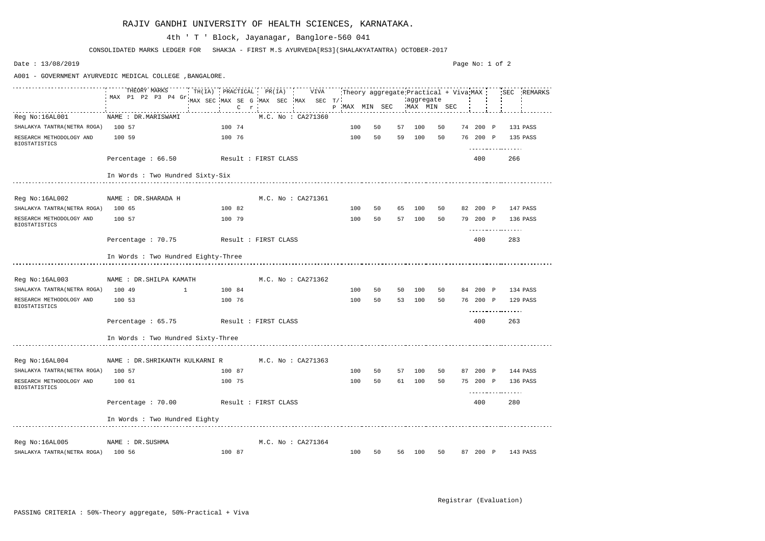# RAJIV GANDHI UNIVERSITY OF HEALTH SCIENCES, KARNATAKA.

4th ' T ' Block, Jayanagar, Banglore-560 041

CONSOLIDATED MARKS LEDGER FOR SHAK3A - FIRST M.S AYURVEDA[RS3](SHALAKYATANTRA) OCTOBER-2017

Date : 13/08/2019

A001 - GOVERNMENT AYURVEDIC MEDICAL COLLEGE ,BANGALORE.

| | THEORY MARKS | | | | | | TH(IA) | | PRACTICAL | | | PR(IA) | | VIVA | | | Theory aggregate | | | Practical + Viva aggregate | | | MAX | | SEC | REMARKS |
|---|---|---|---|---|---|---|---|---|---|---|---|---|---|---|---|---|---|---|---|---|---|---|---|---|---|---|
| | MAX | P1 | P2 | P3 | P4 | Gr | MAX | SEC | MAX | SEC | G Cr | MAX | SEC | MAX | SEC | T/P | MAX | MIN | SEC | MAX | MIN | SEC | | | | |
| Reg No:16AL001 | NAME : DR.MARISWAMI | | | | | | | | | | | M.C. No : CA271360 | | | | | | | | | | | | | | |
| SHALAKYA TANTRA(NETRA ROGA) | 100 | 57 | | | | | | | 100 | 74 | | | | | | | 100 | 50 | 57 | 100 | 50 | 74 | 200 | P | 131 | PASS |
| RESEARCH METHODOLOGY AND BIOSTATISTICS | 100 | 59 | | | | | | | 100 | 76 | | | | | | | 100 | 50 | 59 | 100 | 50 | 76 | 200 | P | 135 | PASS |
| | Percentage : 66.50 | | | | | | | | Result : FIRST CLASS | | | | | | | | | | | | | | 400 | | 266 | |
| | In Words : Two Hundred Sixty-Six | | | | | | | | | | | | | | | | | | | | | | | | | |
| Reg No:16AL002 | NAME : DR.SHARADA H | | | | | | | | | | | M.C. No : CA271361 | | | | | | | | | | | | | | |
| SHALAKYA TANTRA(NETRA ROGA) | 100 | 65 | | | | | | | 100 | 82 | | | | | | | 100 | 50 | 65 | 100 | 50 | 82 | 200 | P | 147 | PASS |
| RESEARCH METHODOLOGY AND BIOSTATISTICS | 100 | 57 | | | | | | | 100 | 79 | | | | | | | 100 | 50 | 57 | 100 | 50 | 79 | 200 | P | 136 | PASS |
| | Percentage : 70.75 | | | | | | | | Result : FIRST CLASS | | | | | | | | | | | | | | 400 | | 283 | |
| | In Words : Two Hundred Eighty-Three | | | | | | | | | | | | | | | | | | | | | | | | | |
| Reg No:16AL003 | NAME : DR.SHILPA KAMATH | | | | | | | | | | | M.C. No : CA271362 | | | | | | | | | | | | | | |
| SHALAKYA TANTRA(NETRA ROGA) | 100 | 49 | | | | 1 | | | 100 | 84 | | | | | | | 100 | 50 | 50 | 100 | 50 | 84 | 200 | P | 134 | PASS |
| RESEARCH METHODOLOGY AND BIOSTATISTICS | 100 | 53 | | | | | | | 100 | 76 | | | | | | | 100 | 50 | 53 | 100 | 50 | 76 | 200 | P | 129 | PASS |
| | Percentage : 65.75 | | | | | | | | Result : FIRST CLASS | | | | | | | | | | | | | | 400 | | 263 | |
| | In Words : Two Hundred Sixty-Three | | | | | | | | | | | | | | | | | | | | | | | | | |
| Reg No:16AL004 | NAME : DR.SHRIKANTH KULKARNI R | | | | | | | | | | | M.C. No : CA271363 | | | | | | | | | | | | | | |
| SHALAKYA TANTRA(NETRA ROGA) | 100 | 57 | | | | | | | 100 | 87 | | | | | | | 100 | 50 | 57 | 100 | 50 | 87 | 200 | P | 144 | PASS |
| RESEARCH METHODOLOGY AND BIOSTATISTICS | 100 | 61 | | | | | | | 100 | 75 | | | | | | | 100 | 50 | 61 | 100 | 50 | 75 | 200 | P | 136 | PASS |
| | Percentage : 70.00 | | | | | | | | Result : FIRST CLASS | | | | | | | | | | | | | | 400 | | 280 | |
| | In Words : Two Hundred Eighty | | | | | | | | | | | | | | | | | | | | | | | | | |
| Reg No:16AL005 | NAME : DR.SUSHMA | | | | | | | | | | | M.C. No : CA271364 | | | | | | | | | | | | | | |
| SHALAKYA TANTRA(NETRA ROGA) | 100 | 56 | | | | | | | 100 | 87 | | | | | | | 100 | 50 | 56 | 100 | 50 | 87 | 200 | P | 143 | PASS |

Registrar (Evaluation)

PASSING CRITERIA : 50%-Theory aggregate, 50%-Practical + Viva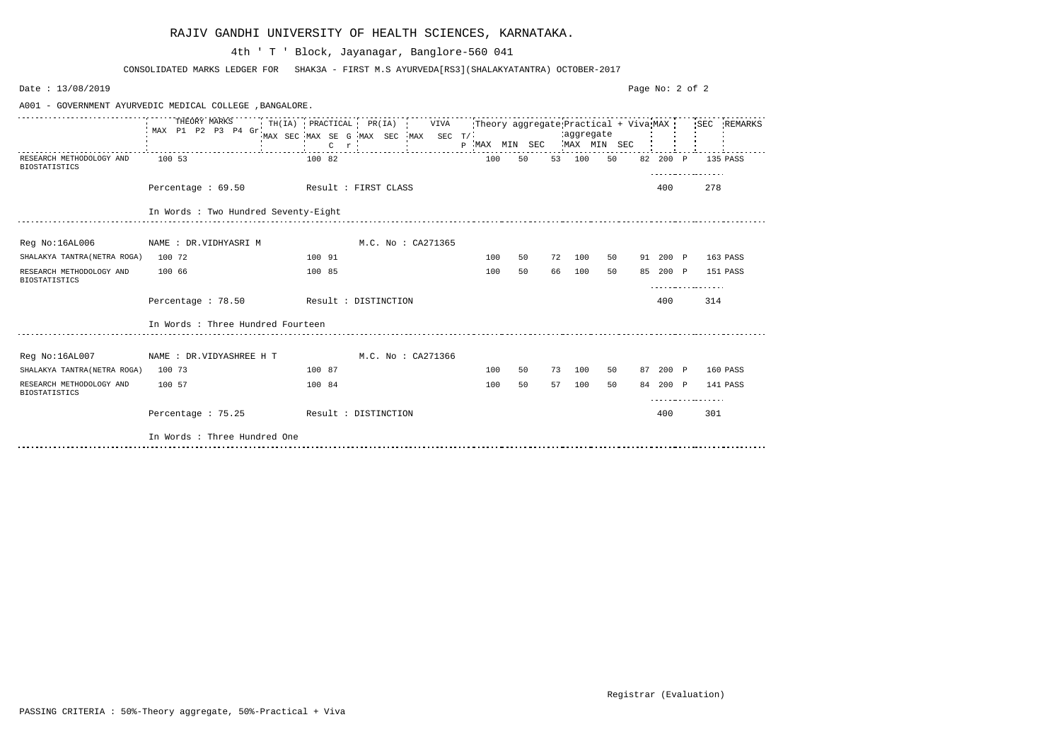# RAJIV GANDHI UNIVERSITY OF HEALTH SCIENCES, KARNATAKA.

4th ' T ' Block, Jayanagar, Banglore-560 041

CONSOLIDATED MARKS LEDGER FOR SHAK3A - FIRST M.S AYURVEDA[RS3](SHALAKYATANTRA) OCTOBER-2017

Date : 13/08/2019

A001 - GOVERNMENT AYURVEDIC MEDICAL COLLEGE ,BANGALORE.

| | THEORY MARKS MAX P1 P2 P3 P4 Gr | TH(IA) MAX SEC | PRACTICAL MAX SE G C r | PR(IA) MAX SEC | VIVA MAX SEC | T/P | Theory aggregate MAX | MIN | SEC | Practical + Viva aggregate MAX | MIN | SEC | MAX | | SEC | REMARKS |
|---|---|---|---|---|---|---|---|---|---|---|---|---|---|---|---|---|
| RESEARCH METHODOLOGY AND BIOSTATISTICS | 100 53 | | 100 82 | | | | 100 | 50 | 53 | 100 | 50 | 82 | 200 | P | 135 | PASS |
| | Percentage : 69.50 | | Result : FIRST CLASS | | | | | | | | | | 400 | | 278 | |
| | In Words : Two Hundred Seventy-Eight | | | | | | | | | | | | | | | |
| Reg No:16AL006 | NAME : DR.VIDHYASRI M | | | M.C. No : CA271365 | | | | | | | | | | | | |
| SHALAKYA TANTRA(NETRA ROGA) | 100 72 | | 100 91 | | | | 100 | 50 | 72 | 100 | 50 | 91 | 200 | P | 163 | PASS |
| RESEARCH METHODOLOGY AND BIOSTATISTICS | 100 66 | | 100 85 | | | | 100 | 50 | 66 | 100 | 50 | 85 | 200 | P | 151 | PASS |
| | Percentage : 78.50 | | Result : DISTINCTION | | | | | | | | | | 400 | | 314 | |
| | In Words : Three Hundred Fourteen | | | | | | | | | | | | | | | |
| Reg No:16AL007 | NAME : DR.VIDYASHREE H T | | | M.C. No : CA271366 | | | | | | | | | | | | |
| SHALAKYA TANTRA(NETRA ROGA) | 100 73 | | 100 87 | | | | 100 | 50 | 73 | 100 | 50 | 87 | 200 | P | 160 | PASS |
| RESEARCH METHODOLOGY AND BIOSTATISTICS | 100 57 | | 100 84 | | | | 100 | 50 | 57 | 100 | 50 | 84 | 200 | P | 141 | PASS |
| | Percentage : 75.25 | | Result : DISTINCTION | | | | | | | | | | 400 | | 301 | |
| | In Words : Three Hundred One | | | | | | | | | | | | | | | |

Registrar (Evaluation)

PASSING CRITERIA : 50%-Theory aggregate, 50%-Practical + Viva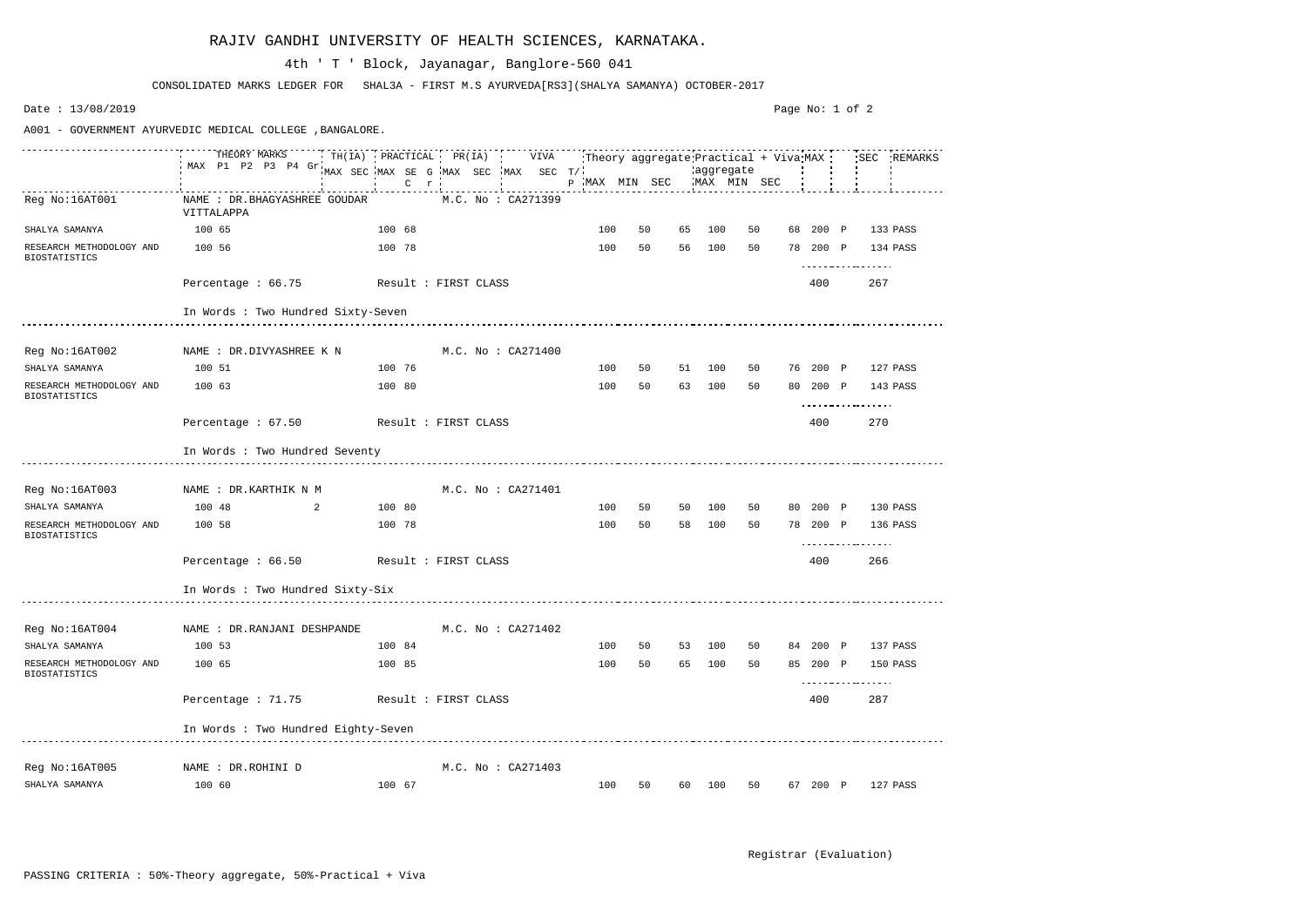# RAJIV GANDHI UNIVERSITY OF HEALTH SCIENCES, KARNATAKA.

4th ' T ' Block, Jayanagar, Banglore-560 041

CONSOLIDATED MARKS LEDGER FOR SHAL3A - FIRST M.S AYURVEDA[RS3](SHALYA SAMANYA) OCTOBER-2017

Date : 13/08/2019

A001 - GOVERNMENT AYURVEDIC MEDICAL COLLEGE ,BANGALORE.

| | THEORY MARKS MAX P1 P2 P3 P4 Gr | TH(IA) MAX SEC | PRACTICAL MAX SE C | G r | PR(IA) MAX SEC | VIVA MAX SEC | T/P | Theory aggregate MAX | MIN | SEC | Practical + Viva aggregate MAX | MIN | SEC | MAX | | SEC | REMARKS |
|---|---|---|---|---|---|---|---|---|---|---|---|---|---|---|---|---|---|
| Reg No:16AT001 | NAME : DR.BHAGYASHREE GOUDAR VITTALAPPA | | | | M.C. No : CA271399 | | | | | | | | | | | | |
| SHALYA SAMANYA | 100 65 | | 100 68 | | | | | 100 | 50 | 65 | 100 | 50 | 68 | 200 | P | 133 | PASS |
| RESEARCH METHODOLOGY AND BIOSTATISTICS | 100 56 | | 100 78 | | | | | 100 | 50 | 56 | 100 | 50 | 78 | 200 | P | 134 | PASS |
| | Percentage : 66.75 | | Result : FIRST CLASS | | | | | | | | | | | 400 | | 267 | |
| | In Words : Two Hundred Sixty-Seven | | | | | | | | | | | | | | | | |
| Reg No:16AT002 | NAME : DR.DIVYASHREE K N | | | | M.C. No : CA271400 | | | | | | | | | | | | |
| SHALYA SAMANYA | 100 51 | | 100 76 | | | | | 100 | 50 | 51 | 100 | 50 | 76 | 200 | P | 127 | PASS |
| RESEARCH METHODOLOGY AND BIOSTATISTICS | 100 63 | | 100 80 | | | | | 100 | 50 | 63 | 100 | 50 | 80 | 200 | P | 143 | PASS |
| | Percentage : 67.50 | | Result : FIRST CLASS | | | | | | | | | | | 400 | | 270 | |
| | In Words : Two Hundred Seventy | | | | | | | | | | | | | | | | |
| Reg No:16AT003 | NAME : DR.KARTHIK N M | | | | M.C. No : CA271401 | | | | | | | | | | | | |
| SHALYA SAMANYA | 100 48 2 | | 100 80 | | | | | 100 | 50 | 50 | 100 | 50 | 80 | 200 | P | 130 | PASS |
| RESEARCH METHODOLOGY AND BIOSTATISTICS | 100 58 | | 100 78 | | | | | 100 | 50 | 58 | 100 | 50 | 78 | 200 | P | 136 | PASS |
| | Percentage : 66.50 | | Result : FIRST CLASS | | | | | | | | | | | 400 | | 266 | |
| | In Words : Two Hundred Sixty-Six | | | | | | | | | | | | | | | | |
| Reg No:16AT004 | NAME : DR.RANJANI DESHPANDE | | | | M.C. No : CA271402 | | | | | | | | | | | | |
| SHALYA SAMANYA | 100 53 | | 100 84 | | | | | 100 | 50 | 53 | 100 | 50 | 84 | 200 | P | 137 | PASS |
| RESEARCH METHODOLOGY AND BIOSTATISTICS | 100 65 | | 100 85 | | | | | 100 | 50 | 65 | 100 | 50 | 85 | 200 | P | 150 | PASS |
| | Percentage : 71.75 | | Result : FIRST CLASS | | | | | | | | | | | 400 | | 287 | |
| | In Words : Two Hundred Eighty-Seven | | | | | | | | | | | | | | | | |
| Reg No:16AT005 | NAME : DR.ROHINI D | | | | M.C. No : CA271403 | | | | | | | | | | | | |
| SHALYA SAMANYA | 100 60 | | 100 67 | | | | | 100 | 50 | 60 | 100 | 50 | 67 | 200 | P | 127 | PASS |

Registrar (Evaluation)

PASSING CRITERIA : 50%-Theory aggregate, 50%-Practical + Viva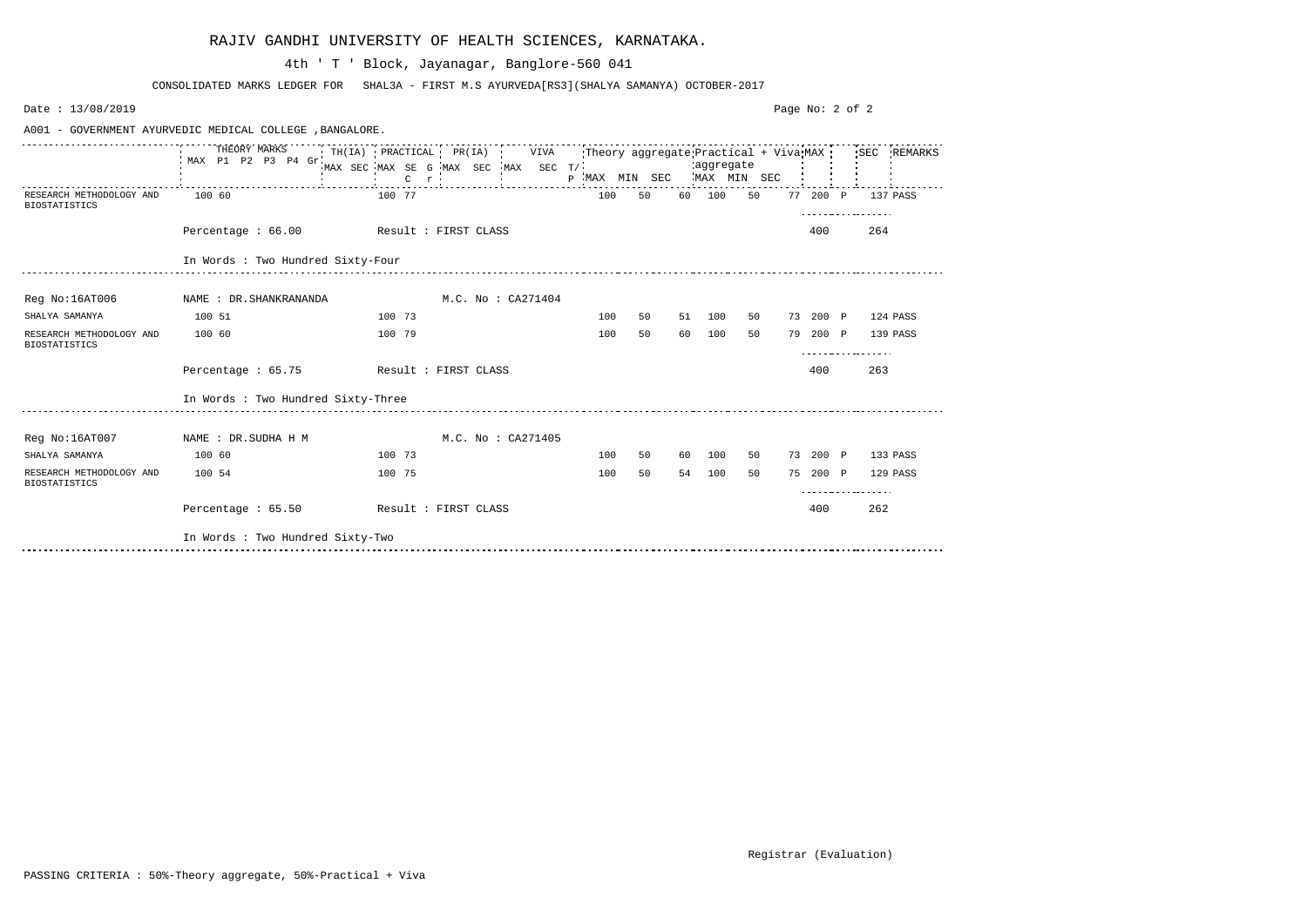RAJIV GANDHI UNIVERSITY OF HEALTH SCIENCES, KARNATAKA.

4th ' T ' Block, Jayanagar, Banglore-560 041

CONSOLIDATED MARKS LEDGER FOR SHAL3A - FIRST M.S AYURVEDA[RS3](SHALYA SAMANYA) OCTOBER-2017

Date : 13/08/2019

A001 - GOVERNMENT AYURVEDIC MEDICAL COLLEGE ,BANGALORE.

| | THEORY MARKS MAX P1 P2 P3 P4 Gr | TH(IA) MAX SEC | PRACTICAL MAX SE G C r | PR(IA) MAX SEC | VIVA MAX SEC T/P | Theory aggregate MAX | MIN | SEC | Practical + Viva aggregate MAX | MIN | SEC | MAX | | SEC | REMARKS |
|---|---|---|---|---|---|---|---|---|---|---|---|---|---|---|---|
| RESEARCH METHODOLOGY AND BIOSTATISTICS | 100 60 | | 100 77 | | | 100 | 50 | 60 | 100 | 50 | 77 | 200 | P | 137 | PASS |
| | Percentage : 66.00 | | Result : FIRST CLASS | | | | | | | | | 400 | | 264 | |
| | In Words : Two Hundred Sixty-Four | | | | | | | | | | | | | | |
| Reg No:16AT006 | NAME : DR.SHANKRANANDA | | | M.C. No : CA271404 | | | | | | | | | | | |
| SHALYA SAMANYA | 100 51 | | 100 73 | | | 100 | 50 | 51 | 100 | 50 | 73 | 200 | P | 124 | PASS |
| RESEARCH METHODOLOGY AND BIOSTATISTICS | 100 60 | | 100 79 | | | 100 | 50 | 60 | 100 | 50 | 79 | 200 | P | 139 | PASS |
| | Percentage : 65.75 | | Result : FIRST CLASS | | | | | | | | | 400 | | 263 | |
| | In Words : Two Hundred Sixty-Three | | | | | | | | | | | | | | |
| Reg No:16AT007 | NAME : DR.SUDHA H M | | | M.C. No : CA271405 | | | | | | | | | | | |
| SHALYA SAMANYA | 100 60 | | 100 73 | | | 100 | 50 | 60 | 100 | 50 | 73 | 200 | P | 133 | PASS |
| RESEARCH METHODOLOGY AND BIOSTATISTICS | 100 54 | | 100 75 | | | 100 | 50 | 54 | 100 | 50 | 75 | 200 | P | 129 | PASS |
| | Percentage : 65.50 | | Result : FIRST CLASS | | | | | | | | | 400 | | 262 | |
| | In Words : Two Hundred Sixty-Two | | | | | | | | | | | | | | |

Registrar (Evaluation)

PASSING CRITERIA : 50%-Theory aggregate, 50%-Practical + Viva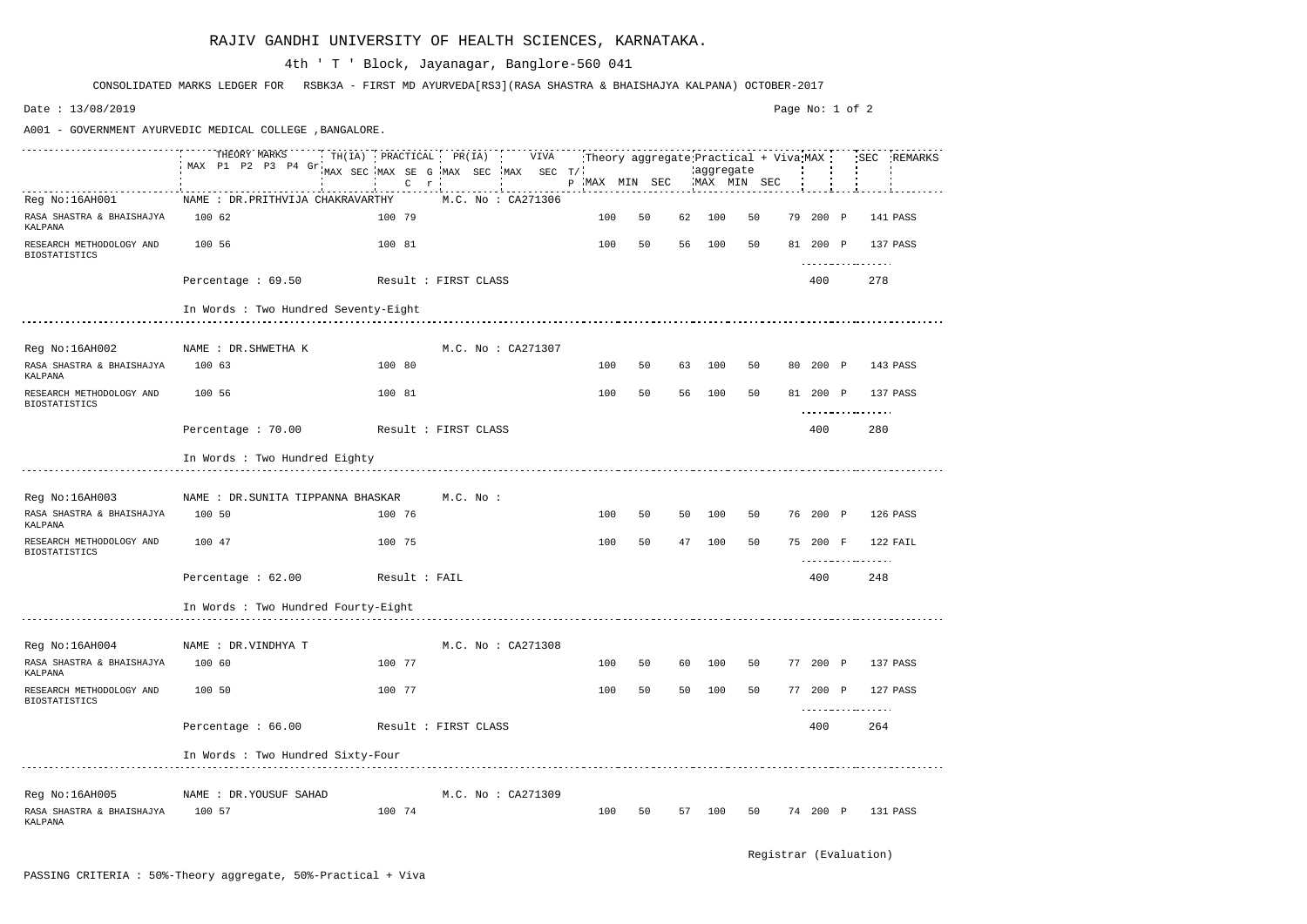RAJIV GANDHI UNIVERSITY OF HEALTH SCIENCES, KARNATAKA.

4th ' T ' Block, Jayanagar, Banglore-560 041

CONSOLIDATED MARKS LEDGER FOR RSBK3A - FIRST MD AYURVEDA[RS3](RASA SHASTRA & BHAISHAJYA KALPANA) OCTOBER-2017

Date : 13/08/2019

A001 - GOVERNMENT AYURVEDIC MEDICAL COLLEGE ,BANGALORE.

| | THEORY MARKS MAX P1 P2 P3 P4 Gr | TH(IA) MAX SEC | PRACTICAL MAX SE G C r | PR(IA) MAX SEC | VIVA MAX SEC T/P | Theory aggregate MAX | MIN | SEC | Practical + Viva aggregate MAX | MIN | SEC | MAX | | SEC | REMARKS |
|---|---|---|---|---|---|---|---|---|---|---|---|---|---|---|---|
| **Reg No:16AH001** | NAME : DR.PRITHVIJA CHAKRAVARTHY | | | M.C. No : CA271306 | | | | | | | | | | | |
| RASA SHASTRA & BHAISHAJYA KALPANA | 100 62 | | 100 79 | | | 100 | 50 | 62 | 100 | 50 | 79 | 200 | P | 141 | PASS |
| RESEARCH METHODOLOGY AND BIOSTATISTICS | 100 56 | | 100 81 | | | 100 | 50 | 56 | 100 | 50 | 81 | 200 | P | 137 | PASS |
| | Percentage : 69.50 | | Result : FIRST CLASS | | | | | | | | | 400 | | 278 | |
| | In Words : Two Hundred Seventy-Eight | | | | | | | | | | | | | | |
| **Reg No:16AH002** | NAME : DR.SHWETHA K | | | M.C. No : CA271307 | | | | | | | | | | | |
| RASA SHASTRA & BHAISHAJYA KALPANA | 100 63 | | 100 80 | | | 100 | 50 | 63 | 100 | 50 | 80 | 200 | P | 143 | PASS |
| RESEARCH METHODOLOGY AND BIOSTATISTICS | 100 56 | | 100 81 | | | 100 | 50 | 56 | 100 | 50 | 81 | 200 | P | 137 | PASS |
| | Percentage : 70.00 | | Result : FIRST CLASS | | | | | | | | | 400 | | 280 | |
| | In Words : Two Hundred Eighty | | | | | | | | | | | | | | |
| **Reg No:16AH003** | NAME : DR.SUNITA TIPPANNA BHASKAR | | | M.C. No : | | | | | | | | | | | |
| RASA SHASTRA & BHAISHAJYA KALPANA | 100 50 | | 100 76 | | | 100 | 50 | 50 | 100 | 50 | 76 | 200 | P | 126 | PASS |
| RESEARCH METHODOLOGY AND BIOSTATISTICS | 100 47 | | 100 75 | | | 100 | 50 | 47 | 100 | 50 | 75 | 200 | F | 122 | FAIL |
| | Percentage : 62.00 | | Result : FAIL | | | | | | | | | 400 | | 248 | |
| | In Words : Two Hundred Fourty-Eight | | | | | | | | | | | | | | |
| **Reg No:16AH004** | NAME : DR.VINDHYA T | | | M.C. No : CA271308 | | | | | | | | | | | |
| RASA SHASTRA & BHAISHAJYA KALPANA | 100 60 | | 100 77 | | | 100 | 50 | 60 | 100 | 50 | 77 | 200 | P | 137 | PASS |
| RESEARCH METHODOLOGY AND BIOSTATISTICS | 100 50 | | 100 77 | | | 100 | 50 | 50 | 100 | 50 | 77 | 200 | P | 127 | PASS |
| | Percentage : 66.00 | | Result : FIRST CLASS | | | | | | | | | 400 | | 264 | |
| | In Words : Two Hundred Sixty-Four | | | | | | | | | | | | | | |
| **Reg No:16AH005** | NAME : DR.YOUSUF SAHAD | | | M.C. No : CA271309 | | | | | | | | | | | |
| RASA SHASTRA & BHAISHAJYA KALPANA | 100 57 | | 100 74 | | | 100 | 50 | 57 | 100 | 50 | 74 | 200 | P | 131 | PASS |

Registrar (Evaluation)

PASSING CRITERIA : 50%-Theory aggregate, 50%-Practical + Viva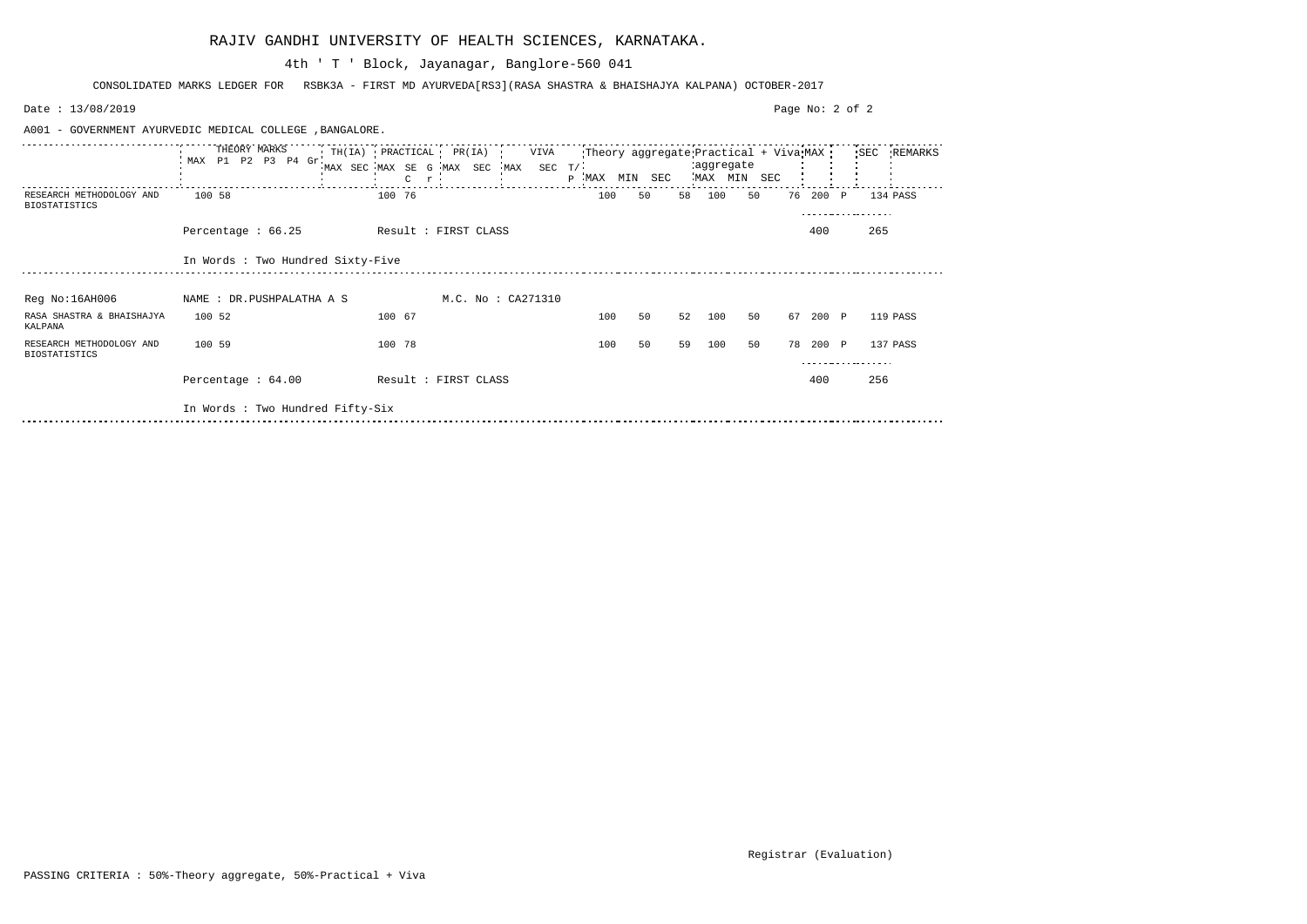RAJIV GANDHI UNIVERSITY OF HEALTH SCIENCES, KARNATAKA.

4th ' T ' Block, Jayanagar, Banglore-560 041

CONSOLIDATED MARKS LEDGER FOR RSBK3A - FIRST MD AYURVEDA[RS3](RASA SHASTRA & BHAISHAJYA KALPANA) OCTOBER-2017

Date : 13/08/2019

A001 - GOVERNMENT AYURVEDIC MEDICAL COLLEGE ,BANGALORE.

| | THEORY MARKS MAX P1 P2 P3 P4 Gr | TH(IA) MAX SEC | PRACTICAL MAX SE G C r | PR(IA) MAX SEC | VIVA MAX SEC | T/P | Theory aggregate MAX | MIN | SEC | Practical + Viva aggregate MAX | MIN | SEC | MAX | | SEC | REMARKS |
|---|---|---|---|---|---|---|---|---|---|---|---|---|---|---|---|---|
| RESEARCH METHODOLOGY AND BIOSTATISTICS | 100 58 | | 100 76 | | | | 100 | 50 | 58 | 100 | 50 | 76 | 200 | P | 134 | PASS |
| | Percentage : 66.25 | | Result : FIRST CLASS | | | | | | | | | | 400 | | 265 | |
| | In Words : Two Hundred Sixty-Five | | | | | | | | | | | | | | | |
| Reg No:16AH006 | NAME : DR.PUSHPALATHA A S | | | M.C. No : CA271310 | | | | | | | | | | | | |
| RASA SHASTRA & BHAISHAJYA KALPANA | 100 52 | | 100 67 | | | | 100 | 50 | 52 | 100 | 50 | 67 | 200 | P | 119 | PASS |
| RESEARCH METHODOLOGY AND BIOSTATISTICS | 100 59 | | 100 78 | | | | 100 | 50 | 59 | 100 | 50 | 78 | 200 | P | 137 | PASS |
| | Percentage : 64.00 | | Result : FIRST CLASS | | | | | | | | | | 400 | | 256 | |
| | In Words : Two Hundred Fifty-Six | | | | | | | | | | | | | | | |

Registrar (Evaluation)

PASSING CRITERIA : 50%-Theory aggregate, 50%-Practical + Viva